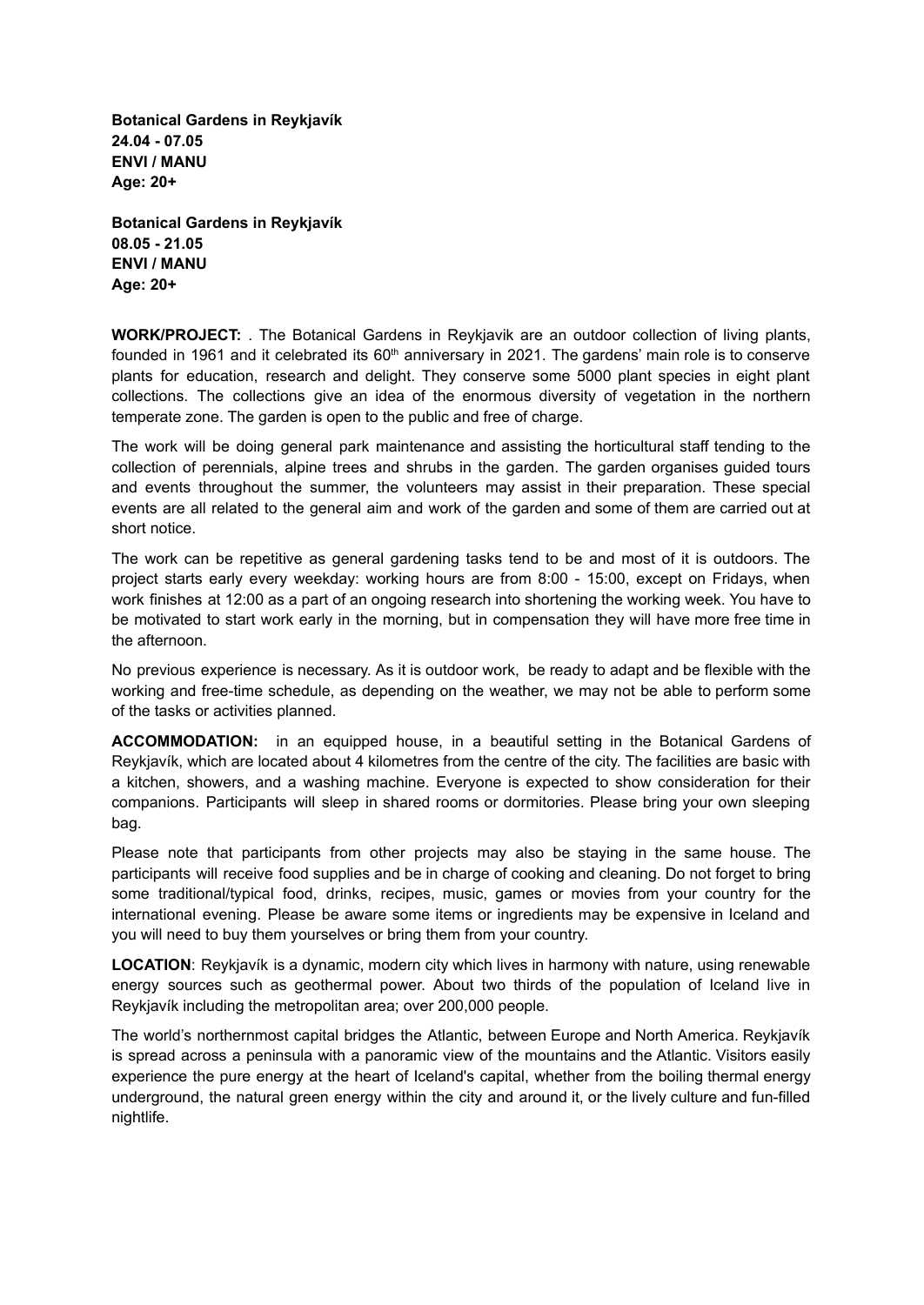**Botanical Gardens in Reykjavík**
**24.04 - 07.05**
**ENVI / MANU**
**Age: 20+**

**Botanical Gardens in Reykjavík**
**08.05 - 21.05**
**ENVI / MANU**
**Age: 20+**

**WORK/PROJECT:** . The Botanical Gardens in Reykjavik are an outdoor collection of living plants, founded in 1961 and it celebrated its 60th anniversary in 2021. The gardens' main role is to conserve plants for education, research and delight. They conserve some 5000 plant species in eight plant collections. The collections give an idea of the enormous diversity of vegetation in the northern temperate zone. The garden is open to the public and free of charge.

The work will be doing general park maintenance and assisting the horticultural staff tending to the collection of perennials, alpine trees and shrubs in the garden. The garden organises guided tours and events throughout the summer, the volunteers may assist in their preparation. These special events are all related to the general aim and work of the garden and some of them are carried out at short notice.

The work can be repetitive as general gardening tasks tend to be and most of it is outdoors. The project starts early every weekday: working hours are from 8:00 - 15:00, except on Fridays, when work finishes at 12:00 as a part of an ongoing research into shortening the working week. You have to be motivated to start work early in the morning, but in compensation they will have more free time in the afternoon.

No previous experience is necessary. As it is outdoor work, be ready to adapt and be flexible with the working and free-time schedule, as depending on the weather, we may not be able to perform some of the tasks or activities planned.

**ACCOMMODATION:** in an equipped house, in a beautiful setting in the Botanical Gardens of Reykjavík, which are located about 4 kilometres from the centre of the city. The facilities are basic with a kitchen, showers, and a washing machine. Everyone is expected to show consideration for their companions. Participants will sleep in shared rooms or dormitories. Please bring your own sleeping bag.

Please note that participants from other projects may also be staying in the same house. The participants will receive food supplies and be in charge of cooking and cleaning. Do not forget to bring some traditional/typical food, drinks, recipes, music, games or movies from your country for the international evening. Please be aware some items or ingredients may be expensive in Iceland and you will need to buy them yourselves or bring them from your country.

**LOCATION**: Reykjavík is a dynamic, modern city which lives in harmony with nature, using renewable energy sources such as geothermal power. About two thirds of the population of Iceland live in Reykjavík including the metropolitan area; over 200,000 people.

The world's northernmost capital bridges the Atlantic, between Europe and North America. Reykjavík is spread across a peninsula with a panoramic view of the mountains and the Atlantic. Visitors easily experience the pure energy at the heart of Iceland's capital, whether from the boiling thermal energy underground, the natural green energy within the city and around it, or the lively culture and fun-filled nightlife.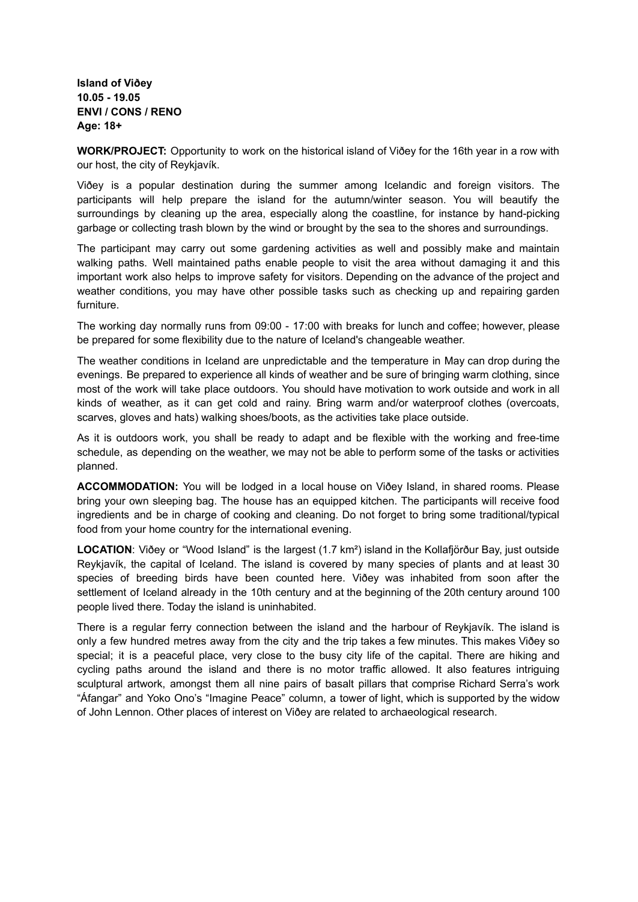**Island of Viðey**
**10.05 - 19.05**
**ENVI / CONS / RENO**
**Age: 18+**

**WORK/PROJECT:** Opportunity to work on the historical island of Viðey for the 16th year in a row with our host, the city of Reykjavík.

Viðey is a popular destination during the summer among Icelandic and foreign visitors. The participants will help prepare the island for the autumn/winter season. You will beautify the surroundings by cleaning up the area, especially along the coastline, for instance by hand-picking garbage or collecting trash blown by the wind or brought by the sea to the shores and surroundings.

The participant may carry out some gardening activities as well and possibly make and maintain walking paths. Well maintained paths enable people to visit the area without damaging it and this important work also helps to improve safety for visitors. Depending on the advance of the project and weather conditions, you may have other possible tasks such as checking up and repairing garden furniture.

The working day normally runs from 09:00 - 17:00 with breaks for lunch and coffee; however, please be prepared for some flexibility due to the nature of Iceland's changeable weather.

The weather conditions in Iceland are unpredictable and the temperature in May can drop during the evenings. Be prepared to experience all kinds of weather and be sure of bringing warm clothing, since most of the work will take place outdoors. You should have motivation to work outside and work in all kinds of weather, as it can get cold and rainy. Bring warm and/or waterproof clothes (overcoats, scarves, gloves and hats) walking shoes/boots, as the activities take place outside.

As it is outdoors work, you shall be ready to adapt and be flexible with the working and free-time schedule, as depending on the weather, we may not be able to perform some of the tasks or activities planned.

**ACCOMMODATION:** You will be lodged in a local house on Viðey Island, in shared rooms. Please bring your own sleeping bag. The house has an equipped kitchen. The participants will receive food ingredients and be in charge of cooking and cleaning. Do not forget to bring some traditional/typical food from your home country for the international evening.

**LOCATION**: Viðey or "Wood Island" is the largest (1.7 km²) island in the Kollafjörður Bay, just outside Reykjavík, the capital of Iceland. The island is covered by many species of plants and at least 30 species of breeding birds have been counted here. Viðey was inhabited from soon after the settlement of Iceland already in the 10th century and at the beginning of the 20th century around 100 people lived there. Today the island is uninhabited.

There is a regular ferry connection between the island and the harbour of Reykjavík. The island is only a few hundred metres away from the city and the trip takes a few minutes. This makes Viðey so special; it is a peaceful place, very close to the busy city life of the capital. There are hiking and cycling paths around the island and there is no motor traffic allowed. It also features intriguing sculptural artwork, amongst them all nine pairs of basalt pillars that comprise Richard Serra's work "Áfangar" and Yoko Ono's "Imagine Peace" column, a tower of light, which is supported by the widow of John Lennon. Other places of interest on Viðey are related to archaeological research.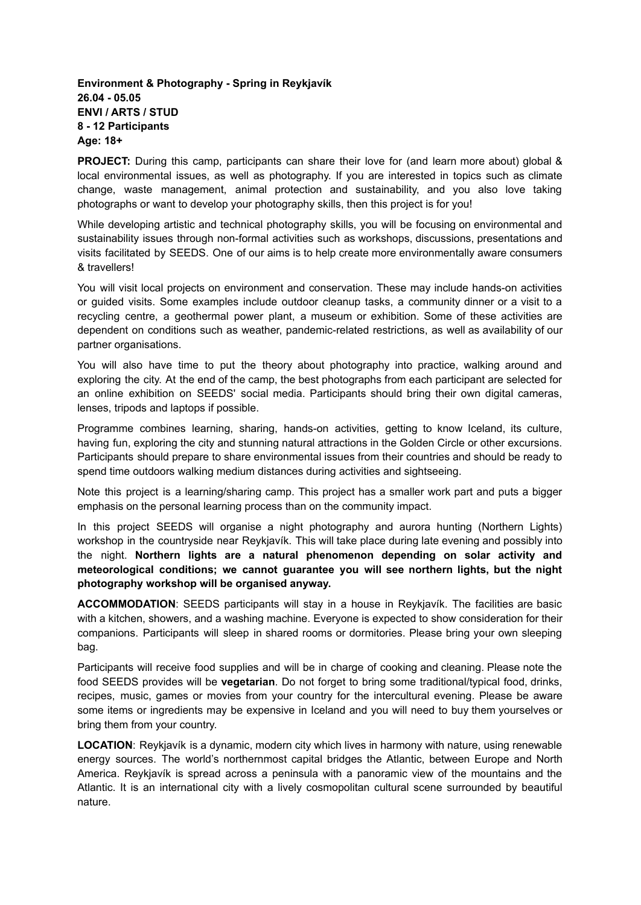**Environment & Photography - Spring in Reykjavík**
**26.04 - 05.05**
**ENVI / ARTS / STUD**
**8 - 12 Participants**
**Age: 18+**

**PROJECT:** During this camp, participants can share their love for (and learn more about) global & local environmental issues, as well as photography. If you are interested in topics such as climate change, waste management, animal protection and sustainability, and you also love taking photographs or want to develop your photography skills, then this project is for you!

While developing artistic and technical photography skills, you will be focusing on environmental and sustainability issues through non-formal activities such as workshops, discussions, presentations and visits facilitated by SEEDS. One of our aims is to help create more environmentally aware consumers & travellers!

You will visit local projects on environment and conservation. These may include hands-on activities or guided visits. Some examples include outdoor cleanup tasks, a community dinner or a visit to a recycling centre, a geothermal power plant, a museum or exhibition. Some of these activities are dependent on conditions such as weather, pandemic-related restrictions, as well as availability of our partner organisations.

You will also have time to put the theory about photography into practice, walking around and exploring the city. At the end of the camp, the best photographs from each participant are selected for an online exhibition on SEEDS' social media. Participants should bring their own digital cameras, lenses, tripods and laptops if possible.

Programme combines learning, sharing, hands-on activities, getting to know Iceland, its culture, having fun, exploring the city and stunning natural attractions in the Golden Circle or other excursions. Participants should prepare to share environmental issues from their countries and should be ready to spend time outdoors walking medium distances during activities and sightseeing.

Note this project is a learning/sharing camp. This project has a smaller work part and puts a bigger emphasis on the personal learning process than on the community impact.

In this project SEEDS will organise a night photography and aurora hunting (Northern Lights) workshop in the countryside near Reykjavík. This will take place during late evening and possibly into the night. **Northern lights are a natural phenomenon depending on solar activity and meteorological conditions; we cannot guarantee you will see northern lights, but the night photography workshop will be organised anyway.**

**ACCOMMODATION**: SEEDS participants will stay in a house in Reykjavík. The facilities are basic with a kitchen, showers, and a washing machine. Everyone is expected to show consideration for their companions. Participants will sleep in shared rooms or dormitories. Please bring your own sleeping bag.

Participants will receive food supplies and will be in charge of cooking and cleaning. Please note the food SEEDS provides will be **vegetarian**. Do not forget to bring some traditional/typical food, drinks, recipes, music, games or movies from your country for the intercultural evening. Please be aware some items or ingredients may be expensive in Iceland and you will need to buy them yourselves or bring them from your country.

**LOCATION**: Reykjavík is a dynamic, modern city which lives in harmony with nature, using renewable energy sources. The world's northernmost capital bridges the Atlantic, between Europe and North America. Reykjavík is spread across a peninsula with a panoramic view of the mountains and the Atlantic. It is an international city with a lively cosmopolitan cultural scene surrounded by beautiful nature.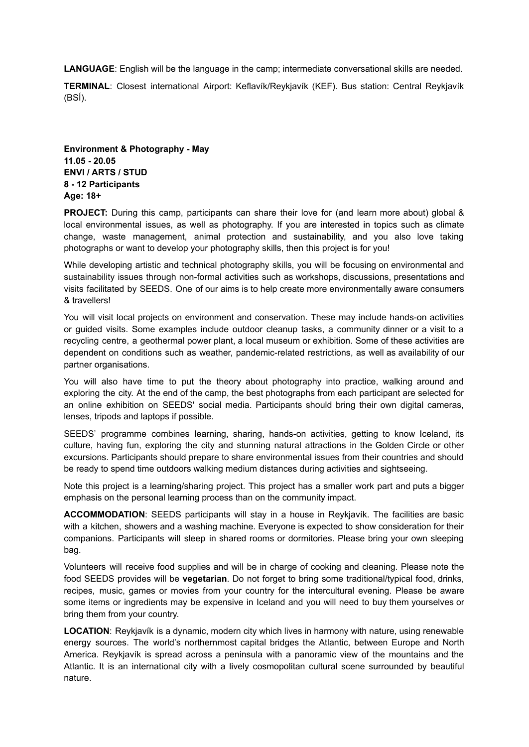**LANGUAGE**: English will be the language in the camp; intermediate conversational skills are needed.

**TERMINAL**: Closest international Airport: Keflavík/Reykjavík (KEF). Bus station: Central Reykjavík (BSÍ).

**Environment & Photography - May**
**11.05 - 20.05**
**ENVI / ARTS / STUD**
**8 - 12 Participants**
**Age: 18+**

**PROJECT:** During this camp, participants can share their love for (and learn more about) global & local environmental issues, as well as photography. If you are interested in topics such as climate change, waste management, animal protection and sustainability, and you also love taking photographs or want to develop your photography skills, then this project is for you!

While developing artistic and technical photography skills, you will be focusing on environmental and sustainability issues through non-formal activities such as workshops, discussions, presentations and visits facilitated by SEEDS. One of our aims is to help create more environmentally aware consumers & travellers!

You will visit local projects on environment and conservation. These may include hands-on activities or guided visits. Some examples include outdoor cleanup tasks, a community dinner or a visit to a recycling centre, a geothermal power plant, a local museum or exhibition. Some of these activities are dependent on conditions such as weather, pandemic-related restrictions, as well as availability of our partner organisations.

You will also have time to put the theory about photography into practice, walking around and exploring the city. At the end of the camp, the best photographs from each participant are selected for an online exhibition on SEEDS' social media. Participants should bring their own digital cameras, lenses, tripods and laptops if possible.

SEEDS' programme combines learning, sharing, hands-on activities, getting to know Iceland, its culture, having fun, exploring the city and stunning natural attractions in the Golden Circle or other excursions. Participants should prepare to share environmental issues from their countries and should be ready to spend time outdoors walking medium distances during activities and sightseeing.

Note this project is a learning/sharing project. This project has a smaller work part and puts a bigger emphasis on the personal learning process than on the community impact.

**ACCOMMODATION**: SEEDS participants will stay in a house in Reykjavík. The facilities are basic with a kitchen, showers and a washing machine. Everyone is expected to show consideration for their companions. Participants will sleep in shared rooms or dormitories. Please bring your own sleeping bag.

Volunteers will receive food supplies and will be in charge of cooking and cleaning. Please note the food SEEDS provides will be **vegetarian**. Do not forget to bring some traditional/typical food, drinks, recipes, music, games or movies from your country for the intercultural evening. Please be aware some items or ingredients may be expensive in Iceland and you will need to buy them yourselves or bring them from your country.

**LOCATION**: Reykjavík is a dynamic, modern city which lives in harmony with nature, using renewable energy sources. The world's northernmost capital bridges the Atlantic, between Europe and North America. Reykjavík is spread across a peninsula with a panoramic view of the mountains and the Atlantic. It is an international city with a lively cosmopolitan cultural scene surrounded by beautiful nature.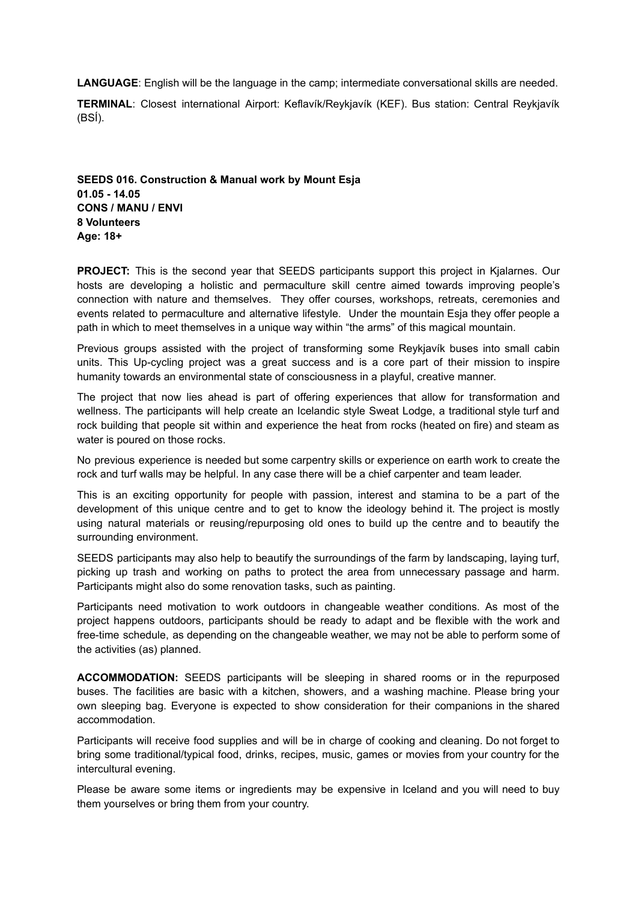**LANGUAGE**: English will be the language in the camp; intermediate conversational skills are needed.

**TERMINAL**: Closest international Airport: Keflavík/Reykjavík (KEF). Bus station: Central Reykjavík (BSÍ).

**SEEDS 016. Construction & Manual work by Mount Esja**
**01.05 - 14.05**
**CONS / MANU / ENVI**
**8 Volunteers**
**Age: 18+**

**PROJECT:** This is the second year that SEEDS participants support this project in Kjalarnes. Our hosts are developing a holistic and permaculture skill centre aimed towards improving people's connection with nature and themselves. They offer courses, workshops, retreats, ceremonies and events related to permaculture and alternative lifestyle. Under the mountain Esja they offer people a path in which to meet themselves in a unique way within "the arms" of this magical mountain.

Previous groups assisted with the project of transforming some Reykjavík buses into small cabin units. This Up-cycling project was a great success and is a core part of their mission to inspire humanity towards an environmental state of consciousness in a playful, creative manner.

The project that now lies ahead is part of offering experiences that allow for transformation and wellness. The participants will help create an Icelandic style Sweat Lodge, a traditional style turf and rock building that people sit within and experience the heat from rocks (heated on fire) and steam as water is poured on those rocks.

No previous experience is needed but some carpentry skills or experience on earth work to create the rock and turf walls may be helpful. In any case there will be a chief carpenter and team leader.

This is an exciting opportunity for people with passion, interest and stamina to be a part of the development of this unique centre and to get to know the ideology behind it. The project is mostly using natural materials or reusing/repurposing old ones to build up the centre and to beautify the surrounding environment.

SEEDS participants may also help to beautify the surroundings of the farm by landscaping, laying turf, picking up trash and working on paths to protect the area from unnecessary passage and harm. Participants might also do some renovation tasks, such as painting.

Participants need motivation to work outdoors in changeable weather conditions. As most of the project happens outdoors, participants should be ready to adapt and be flexible with the work and free-time schedule, as depending on the changeable weather, we may not be able to perform some of the activities (as) planned.

**ACCOMMODATION:** SEEDS participants will be sleeping in shared rooms or in the repurposed buses. The facilities are basic with a kitchen, showers, and a washing machine. Please bring your own sleeping bag. Everyone is expected to show consideration for their companions in the shared accommodation.

Participants will receive food supplies and will be in charge of cooking and cleaning. Do not forget to bring some traditional/typical food, drinks, recipes, music, games or movies from your country for the intercultural evening.

Please be aware some items or ingredients may be expensive in Iceland and you will need to buy them yourselves or bring them from your country.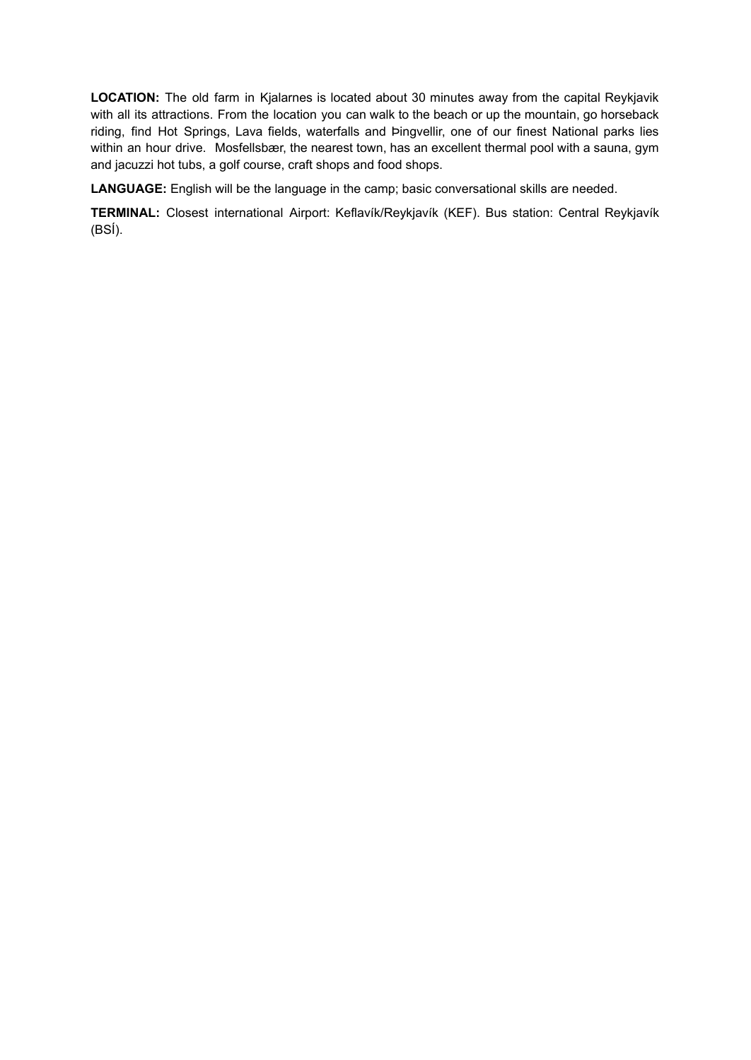**LOCATION:** The old farm in Kjalarnes is located about 30 minutes away from the capital Reykjavik with all its attractions. From the location you can walk to the beach or up the mountain, go horseback riding, find Hot Springs, Lava fields, waterfalls and Þingvellir, one of our finest National parks lies within an hour drive. Mosfellsbær, the nearest town, has an excellent thermal pool with a sauna, gym and jacuzzi hot tubs, a golf course, craft shops and food shops.

**LANGUAGE:** English will be the language in the camp; basic conversational skills are needed.

**TERMINAL:** Closest international Airport: Keflavík/Reykjavík (KEF). Bus station: Central Reykjavík (BSÍ).